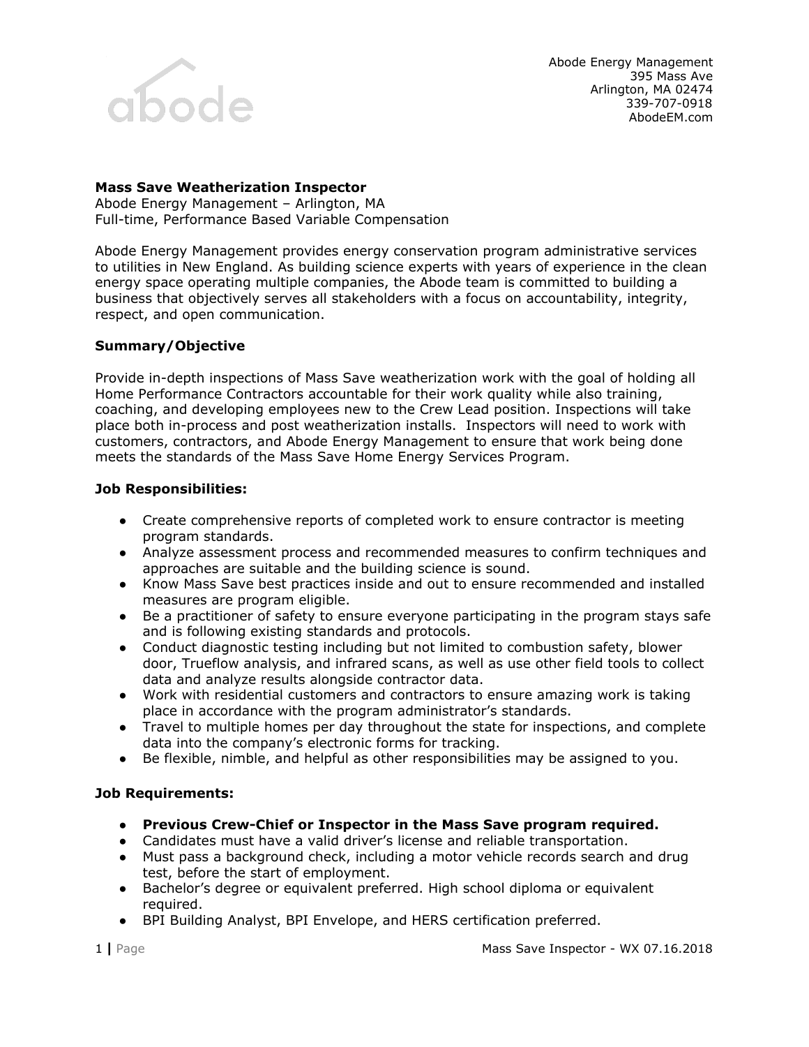Abode Energy Management
395 Mass Ave
Arlington, MA 02474
339-707-0918
AbodeEM.com

**Mass Save Weatherization Inspector**
Abode Energy Management – Arlington, MA
Full-time, Performance Based Variable Compensation

Abode Energy Management provides energy conservation program administrative services to utilities in New England. As building science experts with years of experience in the clean energy space operating multiple companies, the Abode team is committed to building a business that objectively serves all stakeholders with a focus on accountability, integrity, respect, and open communication.

**Summary/Objective**

Provide in-depth inspections of Mass Save weatherization work with the goal of holding all Home Performance Contractors accountable for their work quality while also training, coaching, and developing employees new to the Crew Lead position. Inspections will take place both in-process and post weatherization installs. Inspectors will need to work with customers, contractors, and Abode Energy Management to ensure that work being done meets the standards of the Mass Save Home Energy Services Program.

**Job Responsibilities:**

- Create comprehensive reports of completed work to ensure contractor is meeting program standards.
- Analyze assessment process and recommended measures to confirm techniques and approaches are suitable and the building science is sound.
- Know Mass Save best practices inside and out to ensure recommended and installed measures are program eligible.
- Be a practitioner of safety to ensure everyone participating in the program stays safe and is following existing standards and protocols.
- Conduct diagnostic testing including but not limited to combustion safety, blower door, Trueflow analysis, and infrared scans, as well as use other field tools to collect data and analyze results alongside contractor data.
- Work with residential customers and contractors to ensure amazing work is taking place in accordance with the program administrator's standards.
- Travel to multiple homes per day throughout the state for inspections, and complete data into the company's electronic forms for tracking.
- Be flexible, nimble, and helpful as other responsibilities may be assigned to you.

**Job Requirements:**

- **Previous Crew-Chief or Inspector in the Mass Save program required.**
- Candidates must have a valid driver's license and reliable transportation.
- Must pass a background check, including a motor vehicle records search and drug test, before the start of employment.
- Bachelor's degree or equivalent preferred. High school diploma or equivalent required.
- BPI Building Analyst, BPI Envelope, and HERS certification preferred.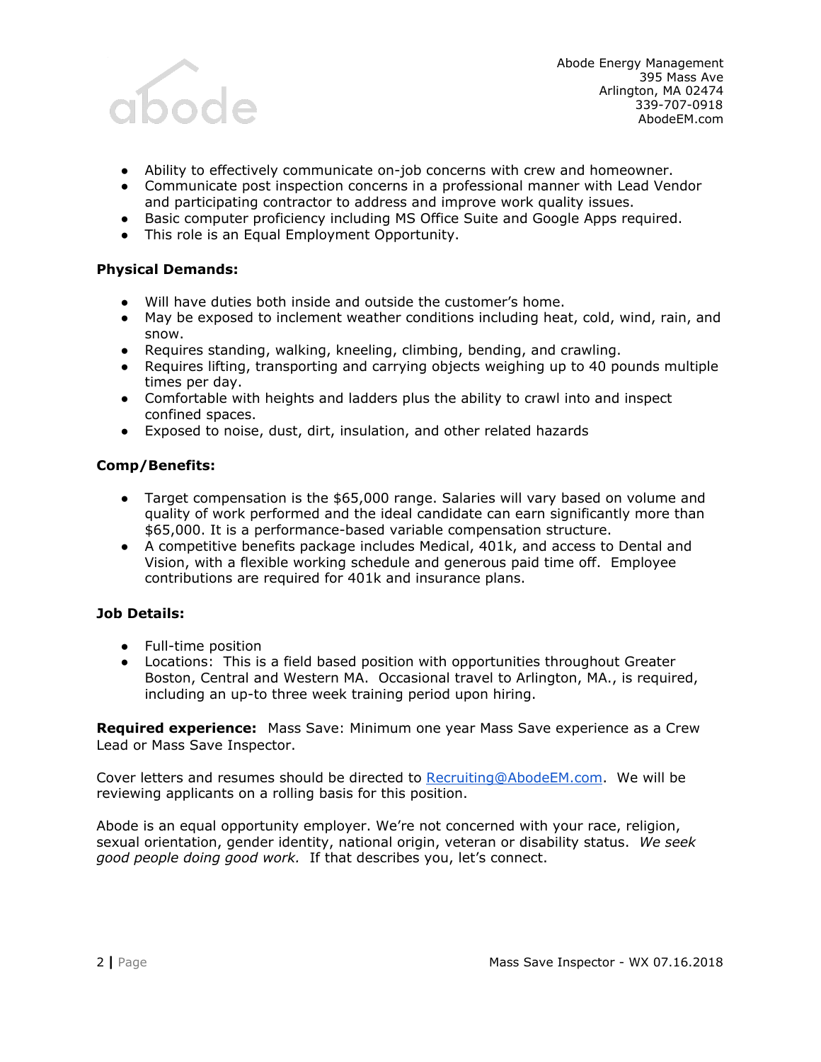- Ability to effectively communicate on-job concerns with crew and homeowner.
- Communicate post inspection concerns in a professional manner with Lead Vendor and participating contractor to address and improve work quality issues.
- Basic computer proficiency including MS Office Suite and Google Apps required.
- This role is an Equal Employment Opportunity.

**Physical Demands:**

- Will have duties both inside and outside the customer's home.
- May be exposed to inclement weather conditions including heat, cold, wind, rain, and snow.
- Requires standing, walking, kneeling, climbing, bending, and crawling.
- Requires lifting, transporting and carrying objects weighing up to 40 pounds multiple times per day.
- Comfortable with heights and ladders plus the ability to crawl into and inspect confined spaces.
- Exposed to noise, dust, dirt, insulation, and other related hazards

**Comp/Benefits:**

- Target compensation is the $65,000 range. Salaries will vary based on volume and quality of work performed and the ideal candidate can earn significantly more than $65,000. It is a performance-based variable compensation structure.
- A competitive benefits package includes Medical, 401k, and access to Dental and Vision, with a flexible working schedule and generous paid time off. Employee contributions are required for 401k and insurance plans.

**Job Details:**

- Full-time position
- Locations: This is a field based position with opportunities throughout Greater Boston, Central and Western MA. Occasional travel to Arlington, MA., is required, including an up-to three week training period upon hiring.

**Required experience:** Mass Save: Minimum one year Mass Save experience as a Crew Lead or Mass Save Inspector.

Cover letters and resumes should be directed to Recruiting@AbodeEM.com. We will be reviewing applicants on a rolling basis for this position.

Abode is an equal opportunity employer. We're not concerned with your race, religion, sexual orientation, gender identity, national origin, veteran or disability status. *We seek good people doing good work.* If that describes you, let's connect.